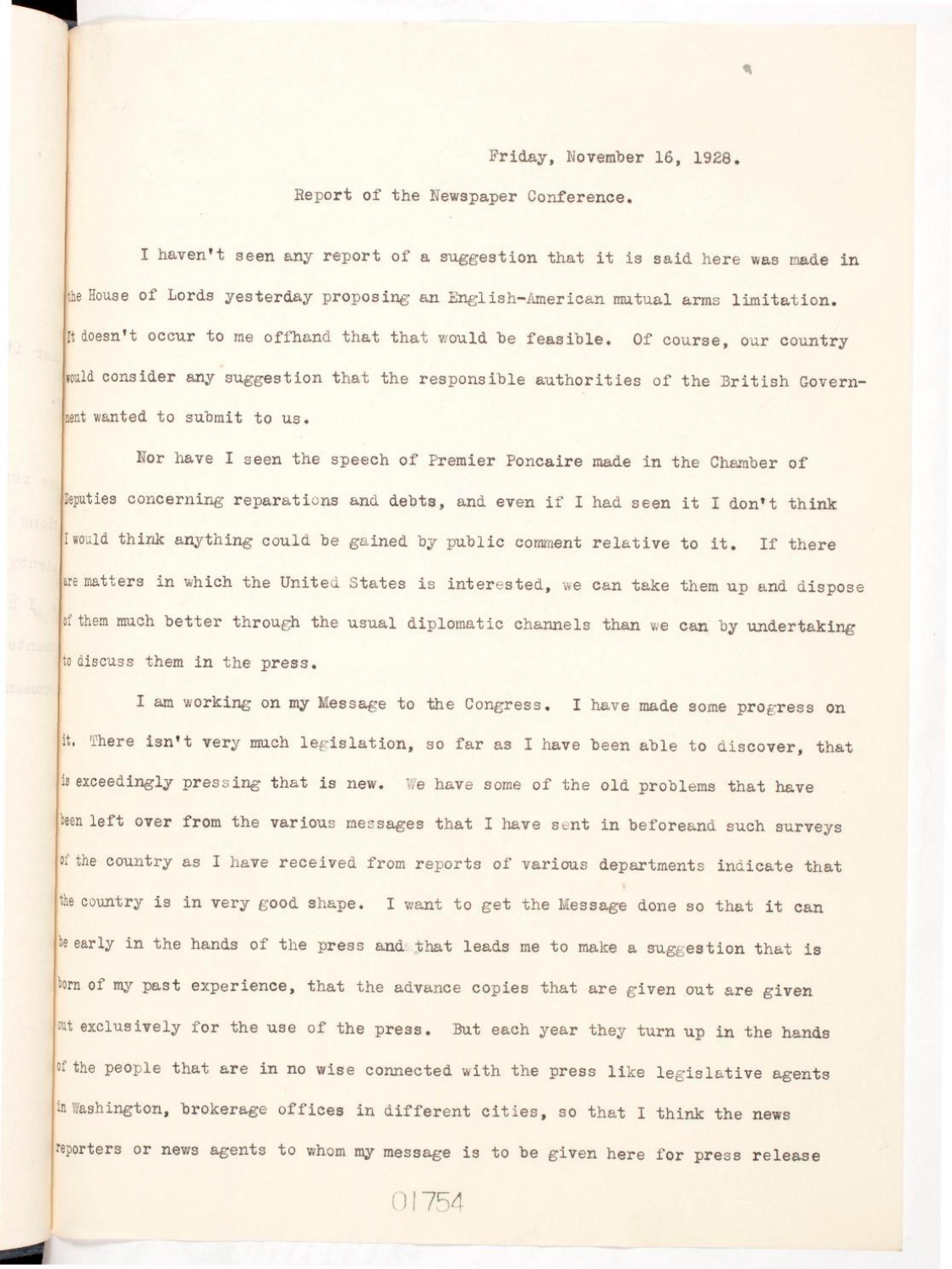Friday, November 16, 1928.

Report of the Newspaper Conference.

I haven't seen any report of a suggestion that it is said here was made in the House of Lords yesterday proposing an English-American mutual arms limitation. It doesn't occur to me offhand that that would be feasible. Of course, our country would consider any suggestion that the responsible authorities of the British Government wanted to submit to us.

Nor have I seen the speech of Premier Poncaire made in the Chamber of Deputies concerning reparations and debts, and even if I had seen it I don't think I would think anything could be gained by public comment relative to it. If there are matters in which the United States is interested, we can take them up and dispose of them much better through the usual diplomatic channels than we can by undertaking to discuss them in the press.

I am working on my Message to the Congress. I have made some progress on it. There isn't very much legislation, so far as I have been able to discover, that is exceedingly pressing that is new. We have some of the old problems that have been left over from the various messages that I have sent in beforeand such surveys of the country as I have received from reports of various departments indicate that the country is in very good shape. I want to get the Message done so that it can be early in the hands of the press and that leads me to make a suggestion that is born of my past experience, that the advance copies that are given out are given out exclusively for the use of the press. But each year they turn up in the hands of the people that are in no wise connected with the press like legislative agents in Washington, brokerage offices in different cities, so that I think the news reporters or news agents to whom my message is to be given here for press release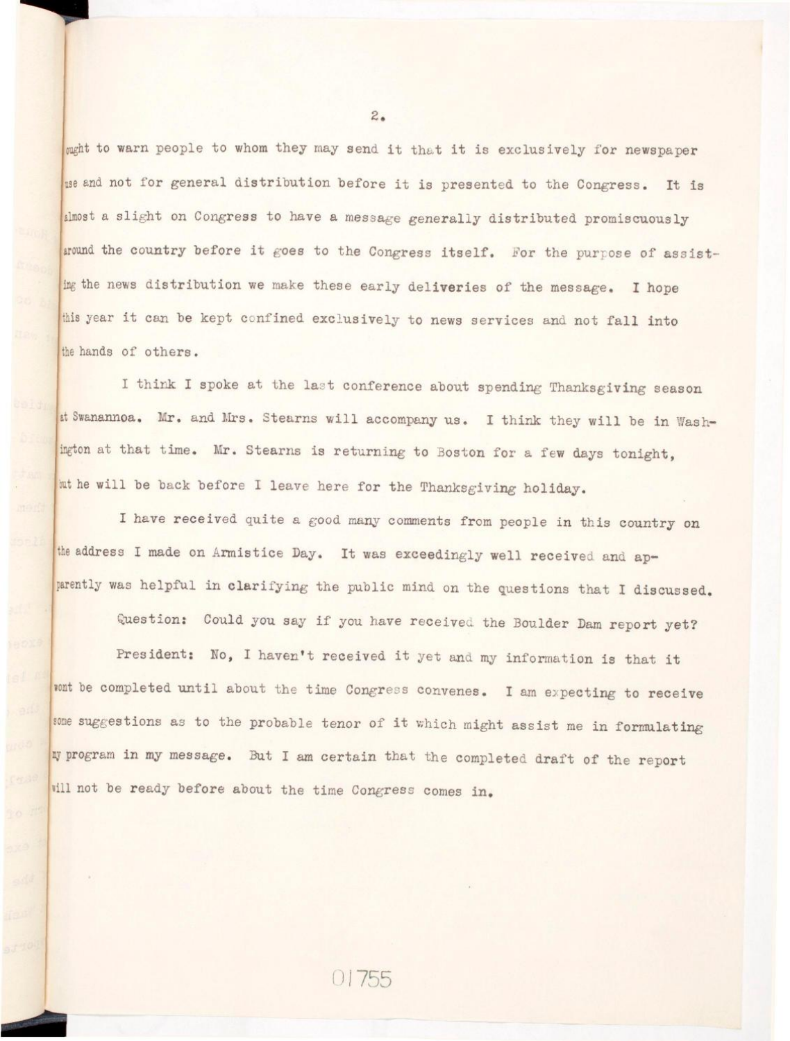ought to warn people to whom they may send it that it is exclusively for newspaper use and not for general distribution before it is presented to the Congress. It is almost a slight on Congress to have a message generally distributed promiscuously around the country before it goes to the Congress itself. For the purpose of assisting the news distribution we make these early deliveries of the message. I hope this year it can be kept confined exclusively to news services and not fall into the hands of others.

I think I spoke at the last conference about spending Thanksgiving season at Swanannoa. Mr. and Mrs. Stearns will accompany us. I think they will be in Washington at that time. Mr. Stearns is returning to Boston for a few days tonight, but he will be back before I leave here for the Thanksgiving holiday.

I have received quite a good many comments from people in this country on the address I made on Armistice Day. It was exceedingly well received and apparently was helpful in clarifying the public mind on the questions that I discussed.

Question: Could you say if you have received the Boulder Dam report yet?

President: No, I haven't received it yet and my information is that it wont be completed until about the time Congress convenes. I am expecting to receive some suggestions as to the probable tenor of it which might assist me in formulating my program in my message. But I am certain that the completed draft of the report will not be ready before about the time Congress comes in.

01755